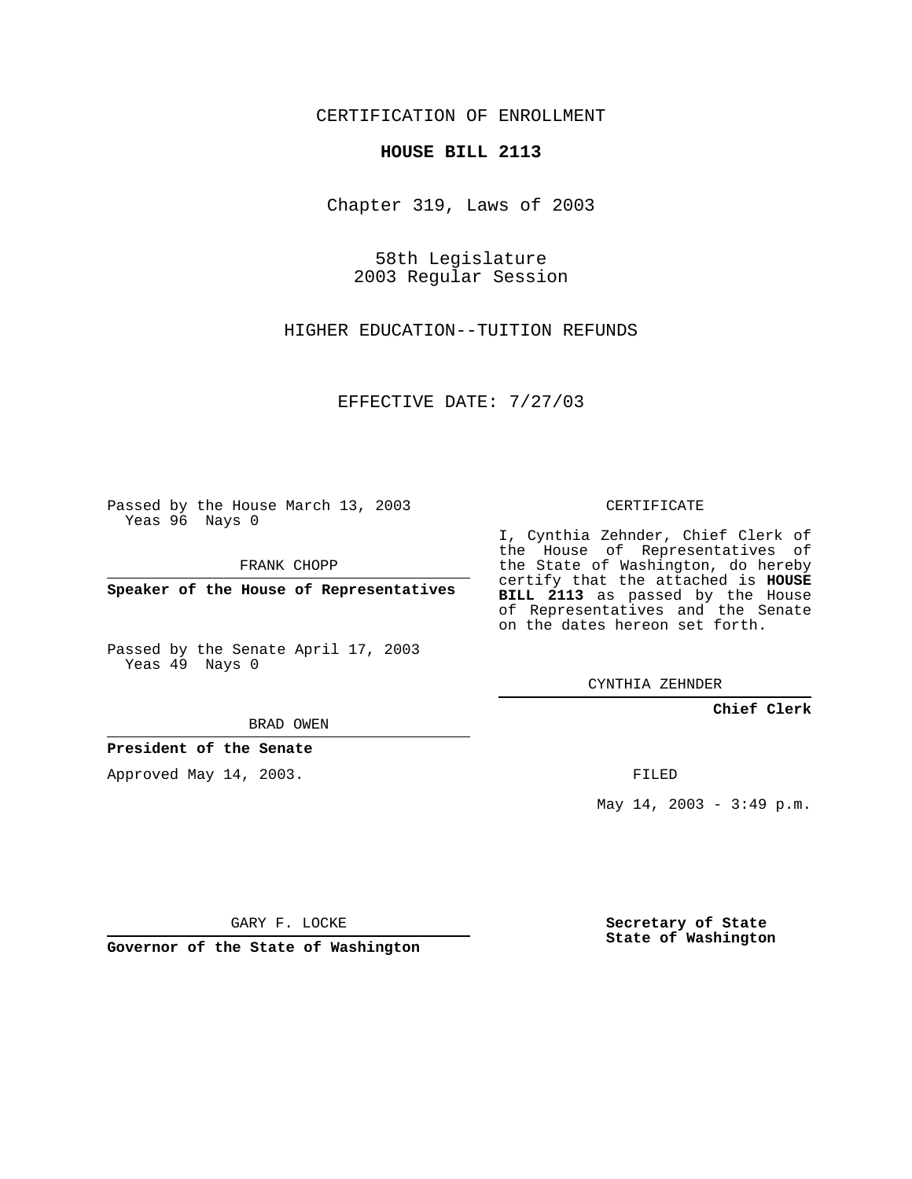CERTIFICATION OF ENROLLMENT

**HOUSE BILL 2113**

Chapter 319, Laws of 2003

58th Legislature
2003 Regular Session

HIGHER EDUCATION--TUITION REFUNDS

EFFECTIVE DATE: 7/27/03

Passed by the House March 13, 2003
Yeas 96 Nays 0

FRANK CHOPP

**Speaker of the House of Representatives**

Passed by the Senate April 17, 2003
Yeas 49 Nays 0

BRAD OWEN

**President of the Senate**

Approved May 14, 2003.

GARY F. LOCKE

**Governor of the State of Washington**

CERTIFICATE

I, Cynthia Zehnder, Chief Clerk of the House of Representatives of the State of Washington, do hereby certify that the attached is **HOUSE BILL 2113** as passed by the House of Representatives and the Senate on the dates hereon set forth.

CYNTHIA ZEHNDER

**Chief Clerk**

FILED

May 14, 2003 - 3:49 p.m.

**Secretary of State**
**State of Washington**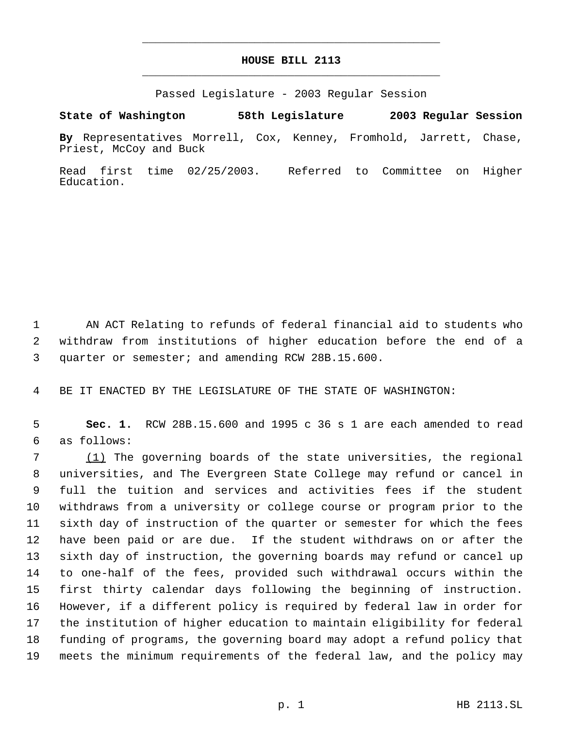# HOUSE BILL 2113

Passed Legislature - 2003 Regular Session

**State of Washington 58th Legislature 2003 Regular Session**

**By** Representatives Morrell, Cox, Kenney, Fromhold, Jarrett, Chase, Priest, McCoy and Buck

Read first time 02/25/2003. Referred to Committee on Higher Education.

1 AN ACT Relating to refunds of federal financial aid to students who
2 withdraw from institutions of higher education before the end of a
3 quarter or semester; and amending RCW 28B.15.600.

4 BE IT ENACTED BY THE LEGISLATURE OF THE STATE OF WASHINGTON:

5 **Sec. 1.** RCW 28B.15.600 and 1995 c 36 s 1 are each amended to read
6 as follows:

7 (1) The governing boards of the state universities, the regional
8 universities, and The Evergreen State College may refund or cancel in
9 full the tuition and services and activities fees if the student
10 withdraws from a university or college course or program prior to the
11 sixth day of instruction of the quarter or semester for which the fees
12 have been paid or are due. If the student withdraws on or after the
13 sixth day of instruction, the governing boards may refund or cancel up
14 to one-half of the fees, provided such withdrawal occurs within the
15 first thirty calendar days following the beginning of instruction.
16 However, if a different policy is required by federal law in order for
17 the institution of higher education to maintain eligibility for federal
18 funding of programs, the governing board may adopt a refund policy that
19 meets the minimum requirements of the federal law, and the policy may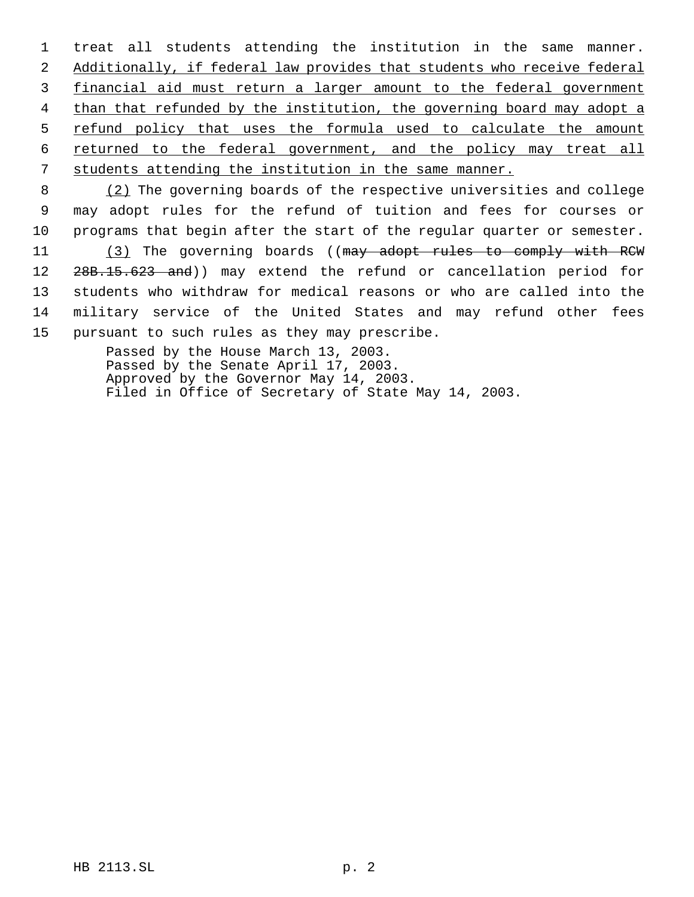treat all students attending the institution in the same manner. <u>Additionally, if federal law provides that students who receive federal financial aid must return a larger amount to the federal government than that refunded by the institution, the governing board may adopt a refund policy that uses the formula used to calculate the amount returned to the federal government, and the policy may treat all students attending the institution in the same manner.</u>

<u>(2)</u> The governing boards of the respective universities and college may adopt rules for the refund of tuition and fees for courses or programs that begin after the start of the regular quarter or semester.

<u>(3)</u> The governing boards ((~~may adopt rules to comply with RCW 28B.15.623 and~~)) may extend the refund or cancellation period for students who withdraw for medical reasons or who are called into the military service of the United States and may refund other fees pursuant to such rules as they may prescribe.

Passed by the House March 13, 2003.
Passed by the Senate April 17, 2003.
Approved by the Governor May 14, 2003.
Filed in Office of Secretary of State May 14, 2003.